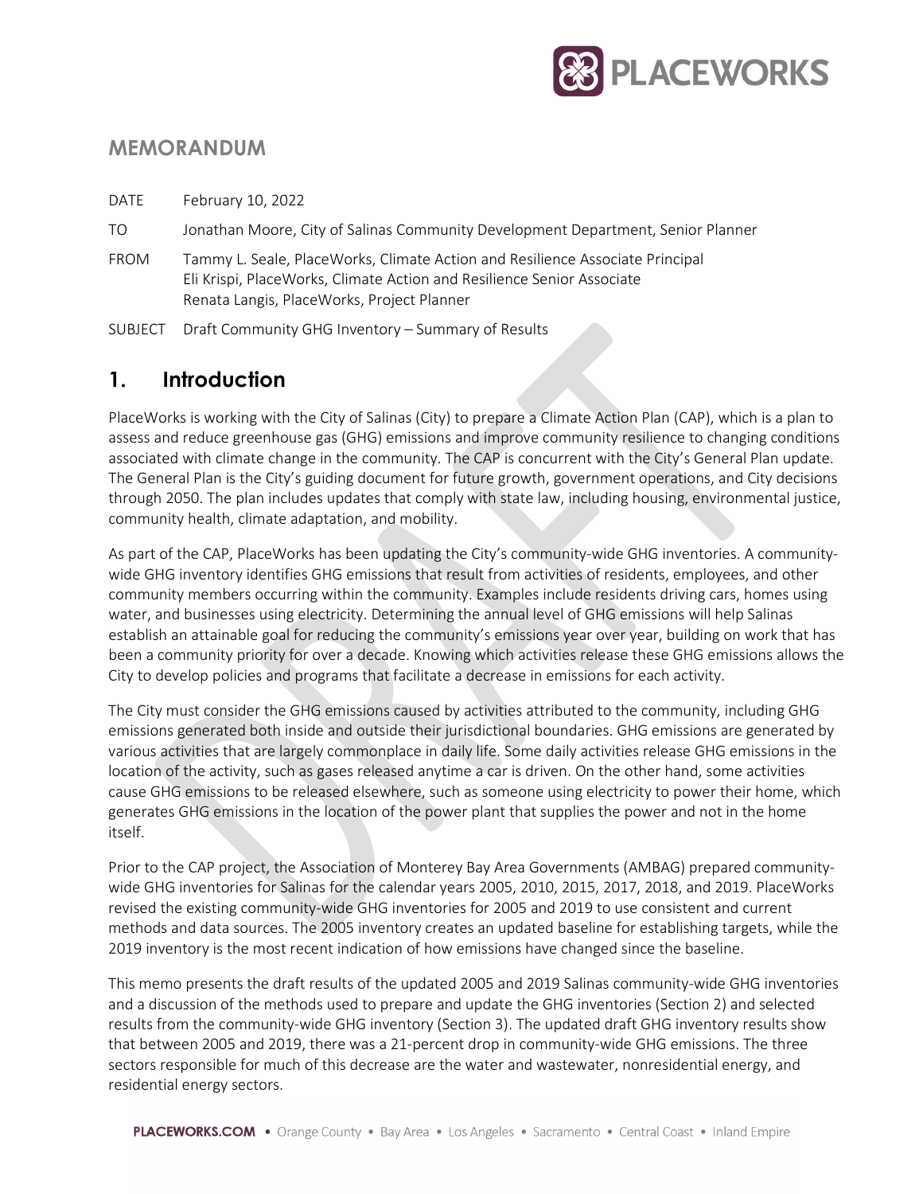## MEMORANDUM

| | |
|---|---|
| DATE | February 10, 2022 |
| TO | Jonathan Moore, City of Salinas Community Development Department, Senior Planner |
| FROM | Tammy L. Seale, PlaceWorks, Climate Action and Resilience Associate Principal<br>Eli Krispi, PlaceWorks, Climate Action and Resilience Senior Associate<br>Renata Langis, PlaceWorks, Project Planner |
| SUBJECT | Draft Community GHG Inventory – Summary of Results |

# 1. Introduction

PlaceWorks is working with the City of Salinas (City) to prepare a Climate Action Plan (CAP), which is a plan to assess and reduce greenhouse gas (GHG) emissions and improve community resilience to changing conditions associated with climate change in the community. The CAP is concurrent with the City's General Plan update. The General Plan is the City's guiding document for future growth, government operations, and City decisions through 2050. The plan includes updates that comply with state law, including housing, environmental justice, community health, climate adaptation, and mobility.

As part of the CAP, PlaceWorks has been updating the City's community-wide GHG inventories. A community-wide GHG inventory identifies GHG emissions that result from activities of residents, employees, and other community members occurring within the community. Examples include residents driving cars, homes using water, and businesses using electricity. Determining the annual level of GHG emissions will help Salinas establish an attainable goal for reducing the community's emissions year over year, building on work that has been a community priority for over a decade. Knowing which activities release these GHG emissions allows the City to develop policies and programs that facilitate a decrease in emissions for each activity.

The City must consider the GHG emissions caused by activities attributed to the community, including GHG emissions generated both inside and outside their jurisdictional boundaries. GHG emissions are generated by various activities that are largely commonplace in daily life. Some daily activities release GHG emissions in the location of the activity, such as gases released anytime a car is driven. On the other hand, some activities cause GHG emissions to be released elsewhere, such as someone using electricity to power their home, which generates GHG emissions in the location of the power plant that supplies the power and not in the home itself.

Prior to the CAP project, the Association of Monterey Bay Area Governments (AMBAG) prepared community-wide GHG inventories for Salinas for the calendar years 2005, 2010, 2015, 2017, 2018, and 2019. PlaceWorks revised the existing community-wide GHG inventories for 2005 and 2019 to use consistent and current methods and data sources. The 2005 inventory creates an updated baseline for establishing targets, while the 2019 inventory is the most recent indication of how emissions have changed since the baseline.

This memo presents the draft results of the updated 2005 and 2019 Salinas community-wide GHG inventories and a discussion of the methods used to prepare and update the GHG inventories (Section 2) and selected results from the community-wide GHG inventory (Section 3). The updated draft GHG inventory results show that between 2005 and 2019, there was a 21-percent drop in community-wide GHG emissions. The three sectors responsible for much of this decrease are the water and wastewater, nonresidential energy, and residential energy sectors.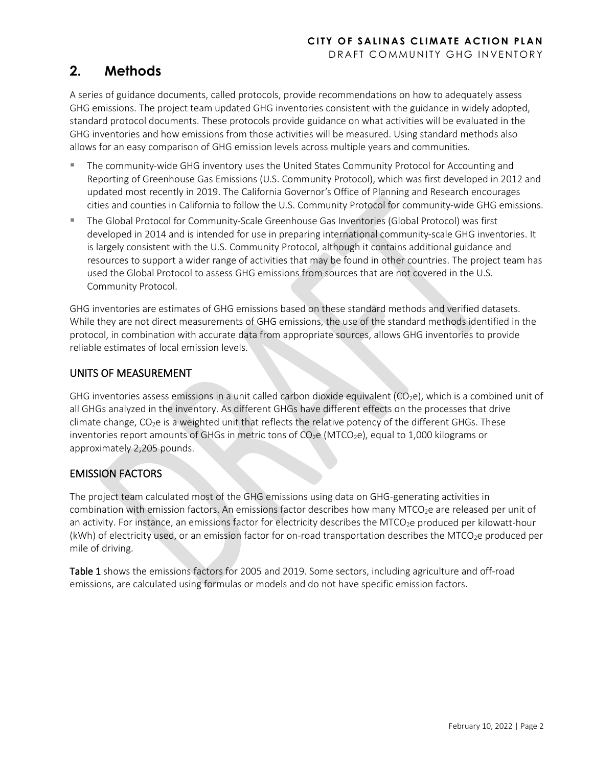# 2. Methods

A series of guidance documents, called protocols, provide recommendations on how to adequately assess GHG emissions. The project team updated GHG inventories consistent with the guidance in widely adopted, standard protocol documents. These protocols provide guidance on what activities will be evaluated in the GHG inventories and how emissions from those activities will be measured. Using standard methods also allows for an easy comparison of GHG emission levels across multiple years and communities.

- The community-wide GHG inventory uses the United States Community Protocol for Accounting and Reporting of Greenhouse Gas Emissions (U.S. Community Protocol), which was first developed in 2012 and updated most recently in 2019. The California Governor's Office of Planning and Research encourages cities and counties in California to follow the U.S. Community Protocol for community-wide GHG emissions.
- The Global Protocol for Community-Scale Greenhouse Gas Inventories (Global Protocol) was first developed in 2014 and is intended for use in preparing international community-scale GHG inventories. It is largely consistent with the U.S. Community Protocol, although it contains additional guidance and resources to support a wider range of activities that may be found in other countries. The project team has used the Global Protocol to assess GHG emissions from sources that are not covered in the U.S. Community Protocol.

GHG inventories are estimates of GHG emissions based on these standard methods and verified datasets. While they are not direct measurements of GHG emissions, the use of the standard methods identified in the protocol, in combination with accurate data from appropriate sources, allows GHG inventories to provide reliable estimates of local emission levels.

## UNITS OF MEASUREMENT

GHG inventories assess emissions in a unit called carbon dioxide equivalent ($CO_2e$), which is a combined unit of all GHGs analyzed in the inventory. As different GHGs have different effects on the processes that drive climate change, $CO_2e$ is a weighted unit that reflects the relative potency of the different GHGs. These inventories report amounts of GHGs in metric tons of $CO_2e$ ($MTCO_2e$), equal to 1,000 kilograms or approximately 2,205 pounds.

## EMISSION FACTORS

The project team calculated most of the GHG emissions using data on GHG-generating activities in combination with emission factors. An emissions factor describes how many $MTCO_2e$ are released per unit of an activity. For instance, an emissions factor for electricity describes the $MTCO_2e$ produced per kilowatt-hour (kWh) of electricity used, or an emission factor for on-road transportation describes the $MTCO_2e$ produced per mile of driving.

**Table 1** shows the emissions factors for 2005 and 2019. Some sectors, including agriculture and off-road emissions, are calculated using formulas or models and do not have specific emission factors.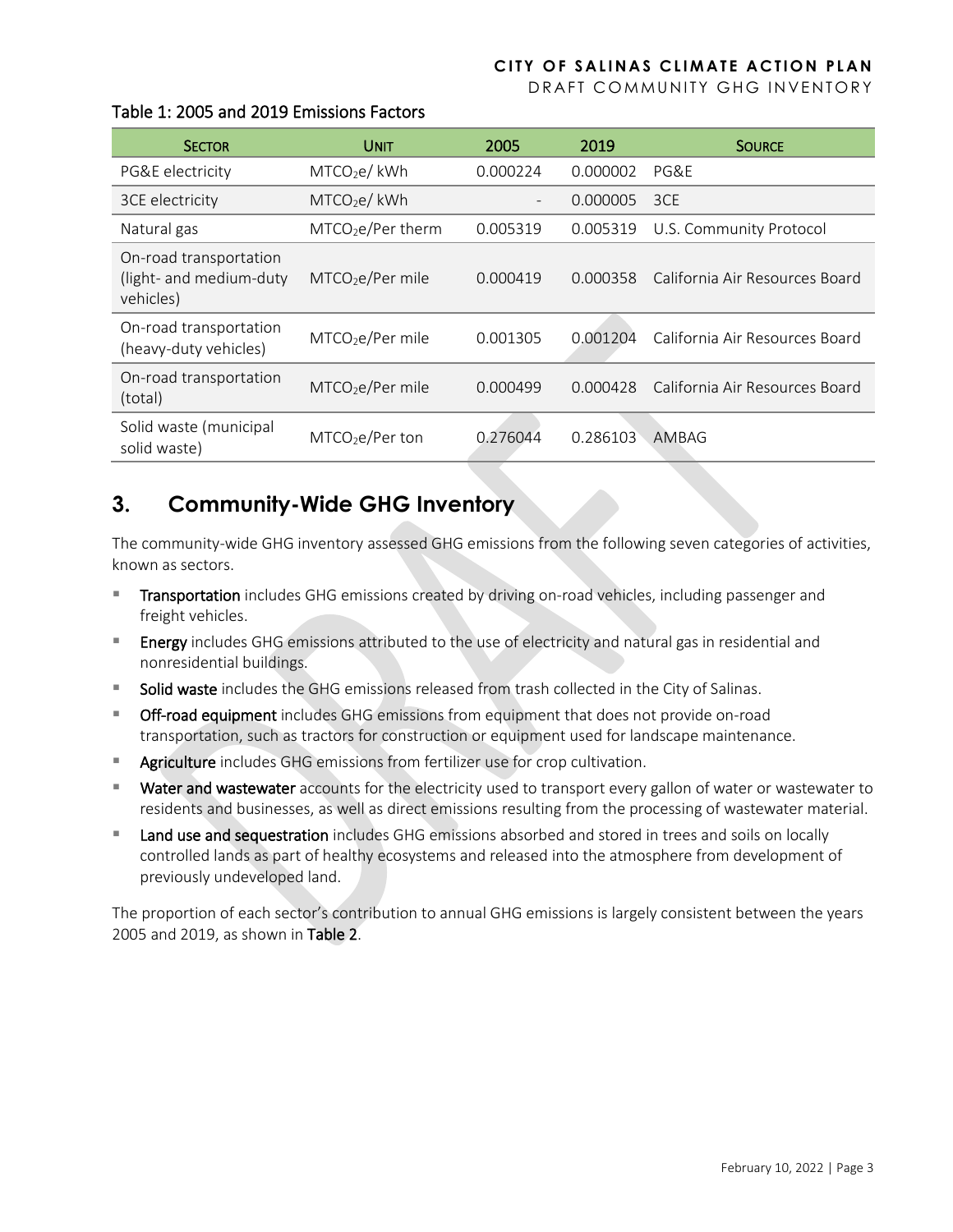Table 1: 2005 and 2019 Emissions Factors

| Sector | Unit | 2005 | 2019 | Source |
|---|---|---|---|---|
| PG&E electricity | $MTCO_2e$/ kWh | 0.000224 | 0.000002 | PG&E |
| 3CE electricity | $MTCO_2e$/ kWh | - | 0.000005 | 3CE |
| Natural gas | $MTCO_2e$/Per therm | 0.005319 | 0.005319 | U.S. Community Protocol |
| On-road transportation (light- and medium-duty vehicles) | $MTCO_2e$/Per mile | 0.000419 | 0.000358 | California Air Resources Board |
| On-road transportation (heavy-duty vehicles) | $MTCO_2e$/Per mile | 0.001305 | 0.001204 | California Air Resources Board |
| On-road transportation (total) | $MTCO_2e$/Per mile | 0.000499 | 0.000428 | California Air Resources Board |
| Solid waste (municipal solid waste) | $MTCO_2e$/Per ton | 0.276044 | 0.286103 | AMBAG |

## 3. Community-Wide GHG Inventory

The community-wide GHG inventory assessed GHG emissions from the following seven categories of activities, known as sectors.

- **Transportation** includes GHG emissions created by driving on-road vehicles, including passenger and freight vehicles.
- **Energy** includes GHG emissions attributed to the use of electricity and natural gas in residential and nonresidential buildings.
- **Solid waste** includes the GHG emissions released from trash collected in the City of Salinas.
- **Off-road equipment** includes GHG emissions from equipment that does not provide on-road transportation, such as tractors for construction or equipment used for landscape maintenance.
- **Agriculture** includes GHG emissions from fertilizer use for crop cultivation.
- **Water and wastewater** accounts for the electricity used to transport every gallon of water or wastewater to residents and businesses, as well as direct emissions resulting from the processing of wastewater material.
- **Land use and sequestration** includes GHG emissions absorbed and stored in trees and soils on locally controlled lands as part of healthy ecosystems and released into the atmosphere from development of previously undeveloped land.

The proportion of each sector's contribution to annual GHG emissions is largely consistent between the years 2005 and 2019, as shown in **Table 2**.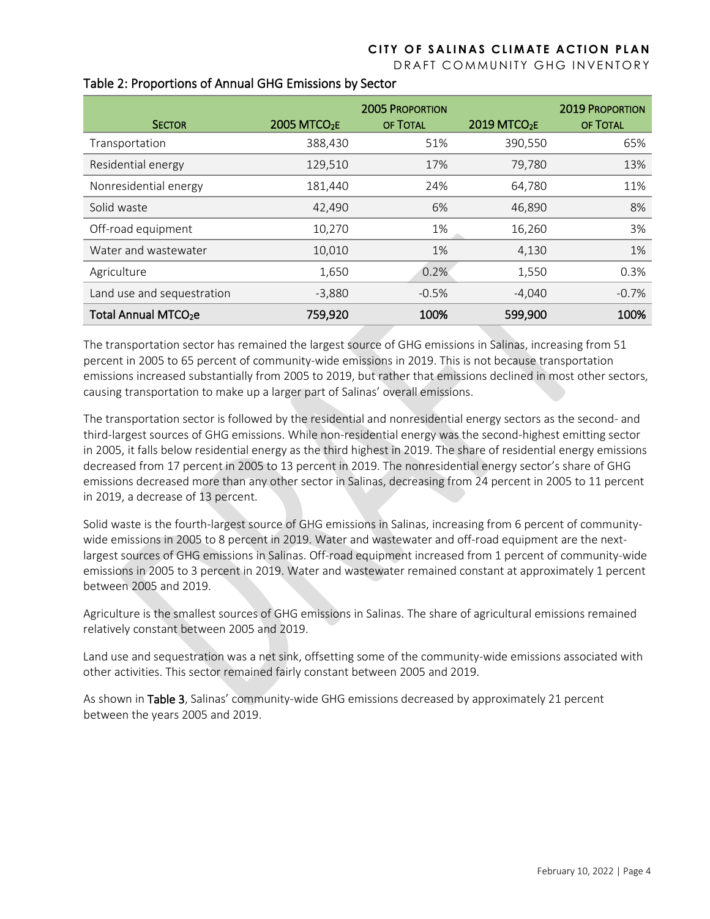Table 2: Proportions of Annual GHG Emissions by Sector

| Sector | 2005 $MTCO_2E$ | 2005 Proportion of Total | 2019 $MTCO_2E$ | 2019 Proportion of Total |
|---|---|---|---|---|
| Transportation | 388,430 | 51% | 390,550 | 65% |
| Residential energy | 129,510 | 17% | 79,780 | 13% |
| Nonresidential energy | 181,440 | 24% | 64,780 | 11% |
| Solid waste | 42,490 | 6% | 46,890 | 8% |
| Off-road equipment | 10,270 | 1% | 16,260 | 3% |
| Water and wastewater | 10,010 | 1% | 4,130 | 1% |
| Agriculture | 1,650 | 0.2% | 1,550 | 0.3% |
| Land use and sequestration | -3,880 | -0.5% | -4,040 | -0.7% |
| **Total Annual $MTCO_2e$** | **759,920** | **100%** | **599,900** | **100%** |

The transportation sector has remained the largest source of GHG emissions in Salinas, increasing from 51 percent in 2005 to 65 percent of community-wide emissions in 2019. This is not because transportation emissions increased substantially from 2005 to 2019, but rather that emissions declined in most other sectors, causing transportation to make up a larger part of Salinas' overall emissions.

The transportation sector is followed by the residential and nonresidential energy sectors as the second- and third-largest sources of GHG emissions. While non-residential energy was the second-highest emitting sector in 2005, it falls below residential energy as the third highest in 2019. The share of residential energy emissions decreased from 17 percent in 2005 to 13 percent in 2019. The nonresidential energy sector's share of GHG emissions decreased more than any other sector in Salinas, decreasing from 24 percent in 2005 to 11 percent in 2019, a decrease of 13 percent.

Solid waste is the fourth-largest source of GHG emissions in Salinas, increasing from 6 percent of community-wide emissions in 2005 to 8 percent in 2019. Water and wastewater and off-road equipment are the next-largest sources of GHG emissions in Salinas. Off-road equipment increased from 1 percent of community-wide emissions in 2005 to 3 percent in 2019. Water and wastewater remained constant at approximately 1 percent between 2005 and 2019.

Agriculture is the smallest sources of GHG emissions in Salinas. The share of agricultural emissions remained relatively constant between 2005 and 2019.

Land use and sequestration was a net sink, offsetting some of the community-wide emissions associated with other activities. This sector remained fairly constant between 2005 and 2019.

As shown in **Table 3**, Salinas' community-wide GHG emissions decreased by approximately 21 percent between the years 2005 and 2019.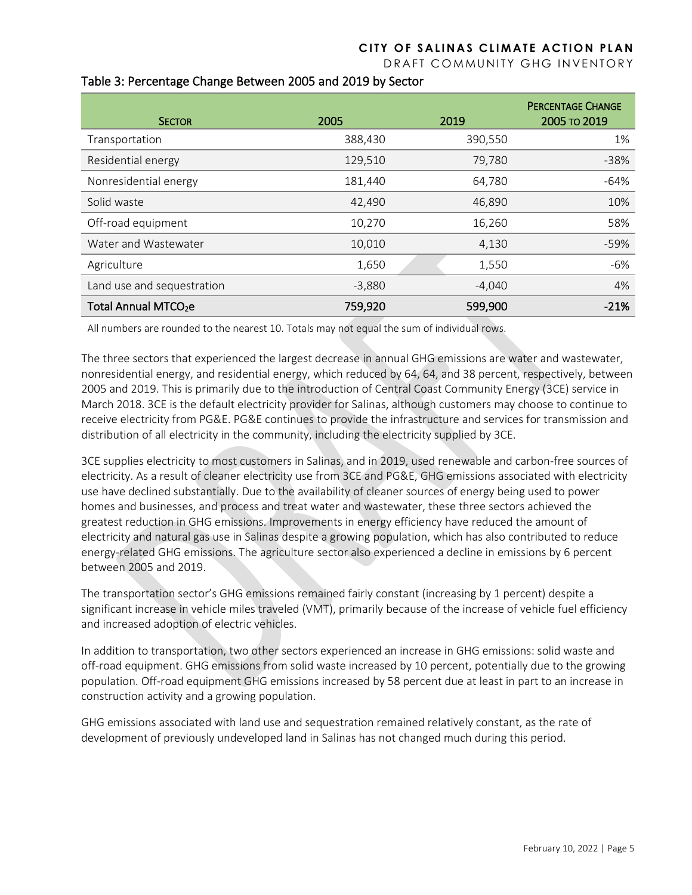### Table 3: Percentage Change Between 2005 and 2019 by Sector

| Sector | 2005 | 2019 | Percentage Change 2005 to 2019 |
|---|---|---|---|
| Transportation | 388,430 | 390,550 | 1% |
| Residential energy | 129,510 | 79,780 | -38% |
| Nonresidential energy | 181,440 | 64,780 | -64% |
| Solid waste | 42,490 | 46,890 | 10% |
| Off-road equipment | 10,270 | 16,260 | 58% |
| Water and Wastewater | 10,010 | 4,130 | -59% |
| Agriculture | 1,650 | 1,550 | -6% |
| Land use and sequestration | -3,880 | -4,040 | 4% |
| **Total Annual $MTCO_2e$** | **759,920** | **599,900** | **-21%** |

All numbers are rounded to the nearest 10. Totals may not equal the sum of individual rows.

The three sectors that experienced the largest decrease in annual GHG emissions are water and wastewater, nonresidential energy, and residential energy, which reduced by 64, 64, and 38 percent, respectively, between 2005 and 2019. This is primarily due to the introduction of Central Coast Community Energy (3CE) service in March 2018. 3CE is the default electricity provider for Salinas, although customers may choose to continue to receive electricity from PG&E. PG&E continues to provide the infrastructure and services for transmission and distribution of all electricity in the community, including the electricity supplied by 3CE.

3CE supplies electricity to most customers in Salinas, and in 2019, used renewable and carbon-free sources of electricity. As a result of cleaner electricity use from 3CE and PG&E, GHG emissions associated with electricity use have declined substantially. Due to the availability of cleaner sources of energy being used to power homes and businesses, and process and treat water and wastewater, these three sectors achieved the greatest reduction in GHG emissions. Improvements in energy efficiency have reduced the amount of electricity and natural gas use in Salinas despite a growing population, which has also contributed to reduce energy-related GHG emissions. The agriculture sector also experienced a decline in emissions by 6 percent between 2005 and 2019.

The transportation sector's GHG emissions remained fairly constant (increasing by 1 percent) despite a significant increase in vehicle miles traveled (VMT), primarily because of the increase of vehicle fuel efficiency and increased adoption of electric vehicles.

In addition to transportation, two other sectors experienced an increase in GHG emissions: solid waste and off-road equipment. GHG emissions from solid waste increased by 10 percent, potentially due to the growing population. Off-road equipment GHG emissions increased by 58 percent due at least in part to an increase in construction activity and a growing population.

GHG emissions associated with land use and sequestration remained relatively constant, as the rate of development of previously undeveloped land in Salinas has not changed much during this period.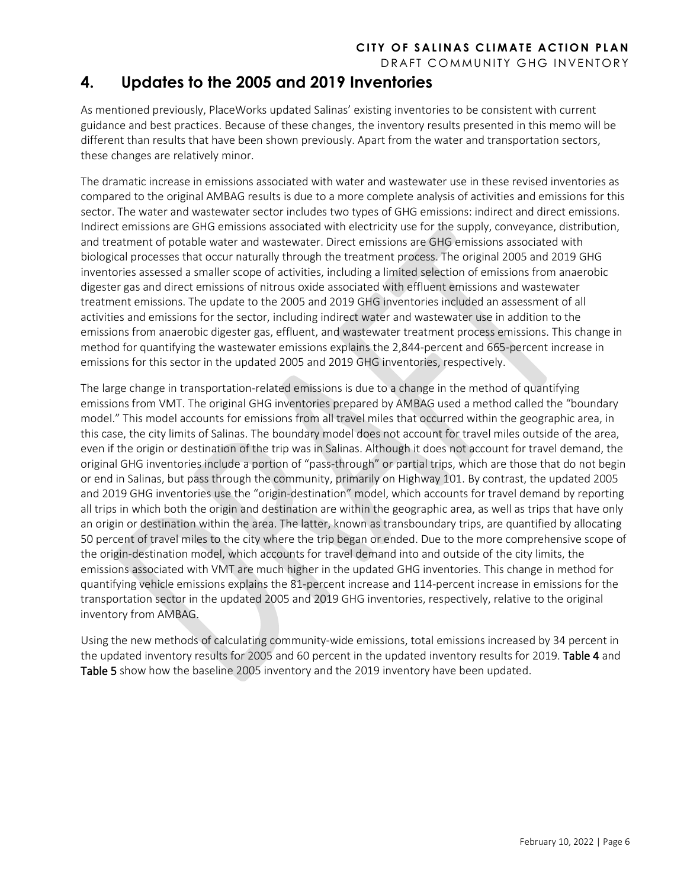# 4. Updates to the 2005 and 2019 Inventories

As mentioned previously, PlaceWorks updated Salinas' existing inventories to be consistent with current guidance and best practices. Because of these changes, the inventory results presented in this memo will be different than results that have been shown previously. Apart from the water and transportation sectors, these changes are relatively minor.

The dramatic increase in emissions associated with water and wastewater use in these revised inventories as compared to the original AMBAG results is due to a more complete analysis of activities and emissions for this sector. The water and wastewater sector includes two types of GHG emissions: indirect and direct emissions. Indirect emissions are GHG emissions associated with electricity use for the supply, conveyance, distribution, and treatment of potable water and wastewater. Direct emissions are GHG emissions associated with biological processes that occur naturally through the treatment process. The original 2005 and 2019 GHG inventories assessed a smaller scope of activities, including a limited selection of emissions from anaerobic digester gas and direct emissions of nitrous oxide associated with effluent emissions and wastewater treatment emissions. The update to the 2005 and 2019 GHG inventories included an assessment of all activities and emissions for the sector, including indirect water and wastewater use in addition to the emissions from anaerobic digester gas, effluent, and wastewater treatment process emissions. This change in method for quantifying the wastewater emissions explains the 2,844-percent and 665-percent increase in emissions for this sector in the updated 2005 and 2019 GHG inventories, respectively.

The large change in transportation-related emissions is due to a change in the method of quantifying emissions from VMT. The original GHG inventories prepared by AMBAG used a method called the "boundary model." This model accounts for emissions from all travel miles that occurred within the geographic area, in this case, the city limits of Salinas. The boundary model does not account for travel miles outside of the area, even if the origin or destination of the trip was in Salinas. Although it does not account for travel demand, the original GHG inventories include a portion of "pass-through" or partial trips, which are those that do not begin or end in Salinas, but pass through the community, primarily on Highway 101. By contrast, the updated 2005 and 2019 GHG inventories use the "origin-destination" model, which accounts for travel demand by reporting all trips in which both the origin and destination are within the geographic area, as well as trips that have only an origin or destination within the area. The latter, known as transboundary trips, are quantified by allocating 50 percent of travel miles to the city where the trip began or ended. Due to the more comprehensive scope of the origin-destination model, which accounts for travel demand into and outside of the city limits, the emissions associated with VMT are much higher in the updated GHG inventories. This change in method for quantifying vehicle emissions explains the 81-percent increase and 114-percent increase in emissions for the transportation sector in the updated 2005 and 2019 GHG inventories, respectively, relative to the original inventory from AMBAG.

Using the new methods of calculating community-wide emissions, total emissions increased by 34 percent in the updated inventory results for 2005 and 60 percent in the updated inventory results for 2019. **Table 4** and **Table 5** show how the baseline 2005 inventory and the 2019 inventory have been updated.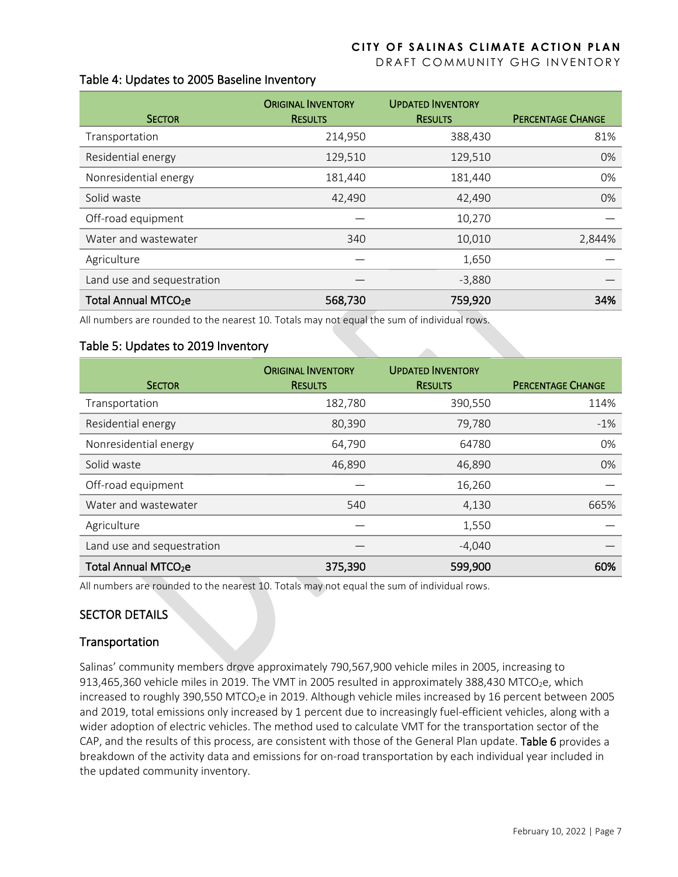### Table 4: Updates to 2005 Baseline Inventory

| Sector | Original Inventory Results | Updated Inventory Results | Percentage Change |
|---|---|---|---|
| Transportation | 214,950 | 388,430 | 81% |
| Residential energy | 129,510 | 129,510 | 0% |
| Nonresidential energy | 181,440 | 181,440 | 0% |
| Solid waste | 42,490 | 42,490 | 0% |
| Off-road equipment | — | 10,270 | — |
| Water and wastewater | 340 | 10,010 | 2,844% |
| Agriculture | — | 1,650 | — |
| Land use and sequestration | — | -3,880 | — |
| **Total Annual MTCO$_2$e** | **568,730** | **759,920** | **34%** |

All numbers are rounded to the nearest 10. Totals may not equal the sum of individual rows.

### Table 5: Updates to 2019 Inventory

| Sector | Original Inventory Results | Updated Inventory Results | Percentage Change |
|---|---|---|---|
| Transportation | 182,780 | 390,550 | 114% |
| Residential energy | 80,390 | 79,780 | -1% |
| Nonresidential energy | 64,790 | 64780 | 0% |
| Solid waste | 46,890 | 46,890 | 0% |
| Off-road equipment | — | 16,260 | — |
| Water and wastewater | 540 | 4,130 | 665% |
| Agriculture | — | 1,550 | — |
| Land use and sequestration | — | -4,040 | — |
| **Total Annual MTCO$_2$e** | **375,390** | **599,900** | **60%** |

All numbers are rounded to the nearest 10. Totals may not equal the sum of individual rows.

## SECTOR DETAILS

### Transportation

Salinas' community members drove approximately 790,567,900 vehicle miles in 2005, increasing to 913,465,360 vehicle miles in 2019. The VMT in 2005 resulted in approximately 388,430 MTCO$_2$e, which increased to roughly 390,550 MTCO$_2$e in 2019. Although vehicle miles increased by 16 percent between 2005 and 2019, total emissions only increased by 1 percent due to increasingly fuel-efficient vehicles, along with a wider adoption of electric vehicles. The method used to calculate VMT for the transportation sector of the CAP, and the results of this process, are consistent with those of the General Plan update. **Table 6** provides a breakdown of the activity data and emissions for on-road transportation by each individual year included in the updated community inventory.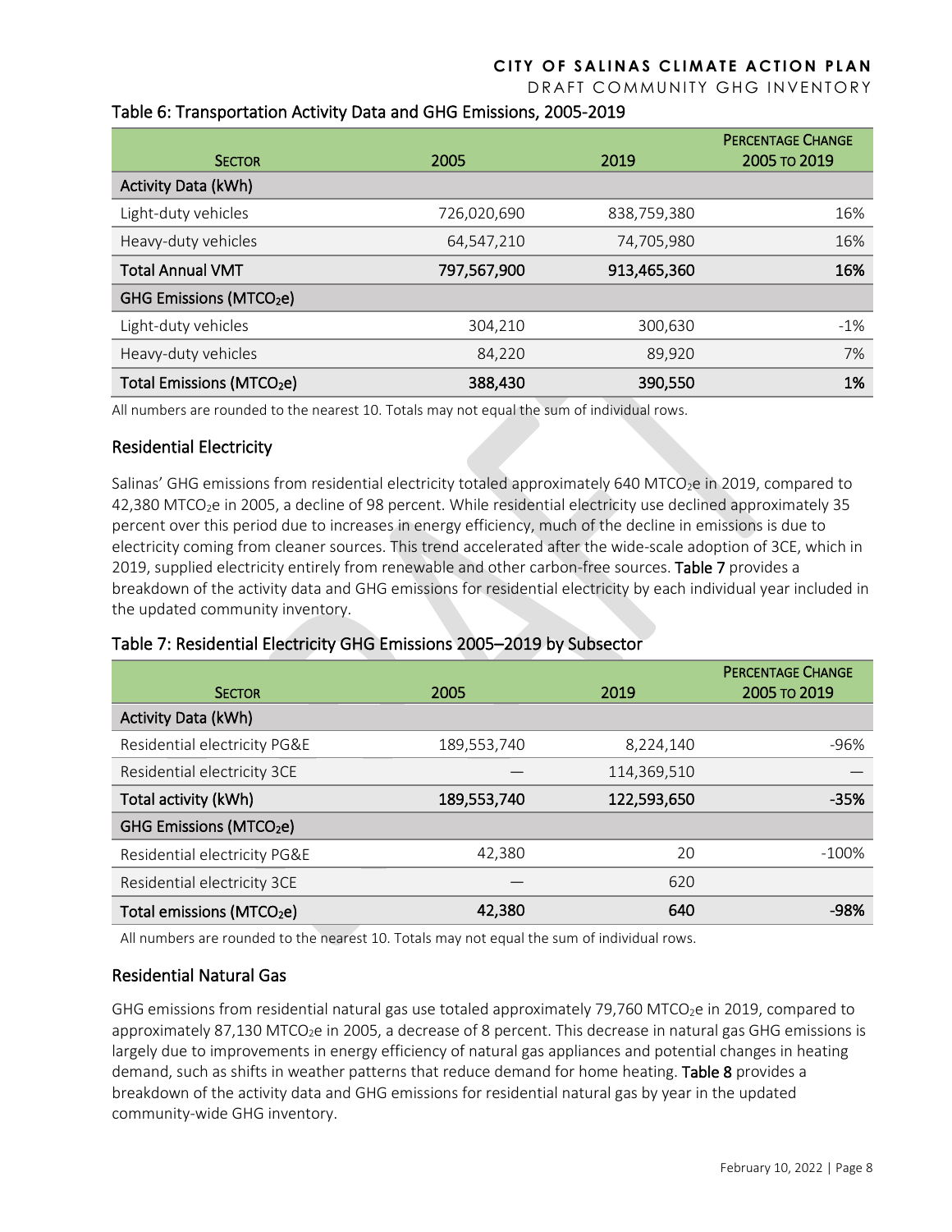### Table 6: Transportation Activity Data and GHG Emissions, 2005-2019

| Sector | 2005 | 2019 | Percentage Change 2005 to 2019 |
|---|---|---|---|
| **Activity Data (kWh)** | | | |
| Light-duty vehicles | 726,020,690 | 838,759,380 | 16% |
| Heavy-duty vehicles | 64,547,210 | 74,705,980 | 16% |
| **Total Annual VMT** | **797,567,900** | **913,465,360** | **16%** |
| **GHG Emissions ($MTCO_2e$)** | | | |
| Light-duty vehicles | 304,210 | 300,630 | -1% |
| Heavy-duty vehicles | 84,220 | 89,920 | 7% |
| **Total Emissions ($MTCO_2e$)** | **388,430** | **390,550** | **1%** |

All numbers are rounded to the nearest 10. Totals may not equal the sum of individual rows.

## Residential Electricity

Salinas' GHG emissions from residential electricity totaled approximately 640 $MTCO_2e$ in 2019, compared to 42,380 $MTCO_2e$ in 2005, a decline of 98 percent. While residential electricity use declined approximately 35 percent over this period due to increases in energy efficiency, much of the decline in emissions is due to electricity coming from cleaner sources. This trend accelerated after the wide-scale adoption of 3CE, which in 2019, supplied electricity entirely from renewable and other carbon-free sources. **Table 7** provides a breakdown of the activity data and GHG emissions for residential electricity by each individual year included in the updated community inventory.

### Table 7: Residential Electricity GHG Emissions 2005–2019 by Subsector

| Sector | 2005 | 2019 | Percentage Change 2005 to 2019 |
|---|---|---|---|
| **Activity Data (kWh)** | | | |
| Residential electricity PG&E | 189,553,740 | 8,224,140 | -96% |
| Residential electricity 3CE | — | 114,369,510 | — |
| **Total activity (kWh)** | **189,553,740** | **122,593,650** | **-35%** |
| **GHG Emissions ($MTCO_2e$)** | | | |
| Residential electricity PG&E | 42,380 | 20 | -100% |
| Residential electricity 3CE | — | 620 | |
| **Total emissions ($MTCO_2e$)** | **42,380** | **640** | **-98%** |

All numbers are rounded to the nearest 10. Totals may not equal the sum of individual rows.

## Residential Natural Gas

GHG emissions from residential natural gas use totaled approximately 79,760 $MTCO_2e$ in 2019, compared to approximately 87,130 $MTCO_2e$ in 2005, a decrease of 8 percent. This decrease in natural gas GHG emissions is largely due to improvements in energy efficiency of natural gas appliances and potential changes in heating demand, such as shifts in weather patterns that reduce demand for home heating. **Table 8** provides a breakdown of the activity data and GHG emissions for residential natural gas by year in the updated community-wide GHG inventory.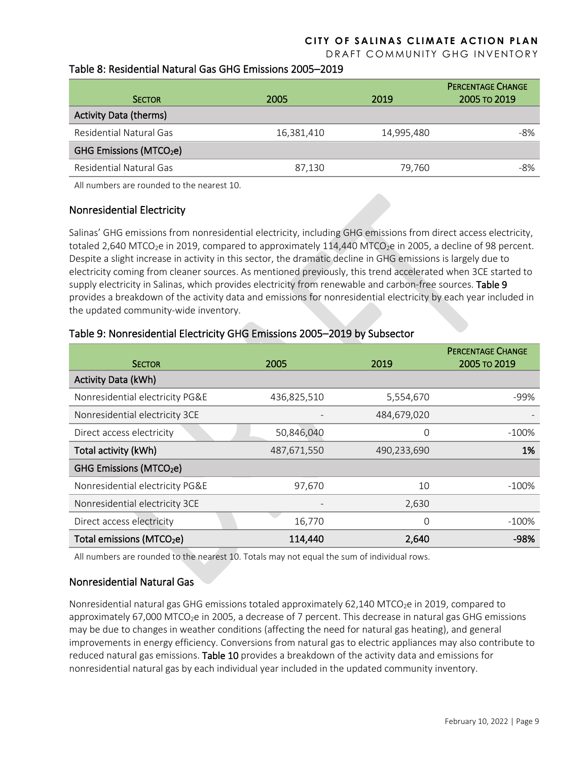Table 8: Residential Natural Gas GHG Emissions 2005–2019

| Sector | 2005 | 2019 | Percentage Change 2005 to 2019 |
|---|---|---|---|
| Activity Data (therms) | | | |
| Residential Natural Gas | 16,381,410 | 14,995,480 | -8% |
| GHG Emissions ($MTCO_2e$) | | | |
| Residential Natural Gas | 87,130 | 79,760 | -8% |

All numbers are rounded to the nearest 10.

## Nonresidential Electricity

Salinas' GHG emissions from nonresidential electricity, including GHG emissions from direct access electricity, totaled 2,640 $MTCO_2e$ in 2019, compared to approximately 114,440 $MTCO_2e$ in 2005, a decline of 98 percent. Despite a slight increase in activity in this sector, the dramatic decline in GHG emissions is largely due to electricity coming from cleaner sources. As mentioned previously, this trend accelerated when 3CE started to supply electricity in Salinas, which provides electricity from renewable and carbon-free sources. **Table 9** provides a breakdown of the activity data and emissions for nonresidential electricity by each year included in the updated community-wide inventory.

Table 9: Nonresidential Electricity GHG Emissions 2005–2019 by Subsector

| Sector | 2005 | 2019 | Percentage Change 2005 to 2019 |
|---|---|---|---|
| Activity Data (kWh) | | | |
| Nonresidential electricity PG&E | 436,825,510 | 5,554,670 | -99% |
| Nonresidential electricity 3CE | - | 484,679,020 | - |
| Direct access electricity | 50,846,040 | 0 | -100% |
| **Total activity (kWh)** | **487,671,550** | **490,233,690** | **1%** |
| GHG Emissions ($MTCO_2e$) | | | |
| Nonresidential electricity PG&E | 97,670 | 10 | -100% |
| Nonresidential electricity 3CE | - | 2,630 | |
| Direct access electricity | 16,770 | 0 | -100% |
| **Total emissions ($MTCO_2e$)** | **114,440** | **2,640** | **-98%** |

All numbers are rounded to the nearest 10. Totals may not equal the sum of individual rows.

## Nonresidential Natural Gas

Nonresidential natural gas GHG emissions totaled approximately 62,140 $MTCO_2e$ in 2019, compared to approximately 67,000 $MTCO_2e$ in 2005, a decrease of 7 percent. This decrease in natural gas GHG emissions may be due to changes in weather conditions (affecting the need for natural gas heating), and general improvements in energy efficiency. Conversions from natural gas to electric appliances may also contribute to reduced natural gas emissions. **Table 10** provides a breakdown of the activity data and emissions for nonresidential natural gas by each individual year included in the updated community inventory.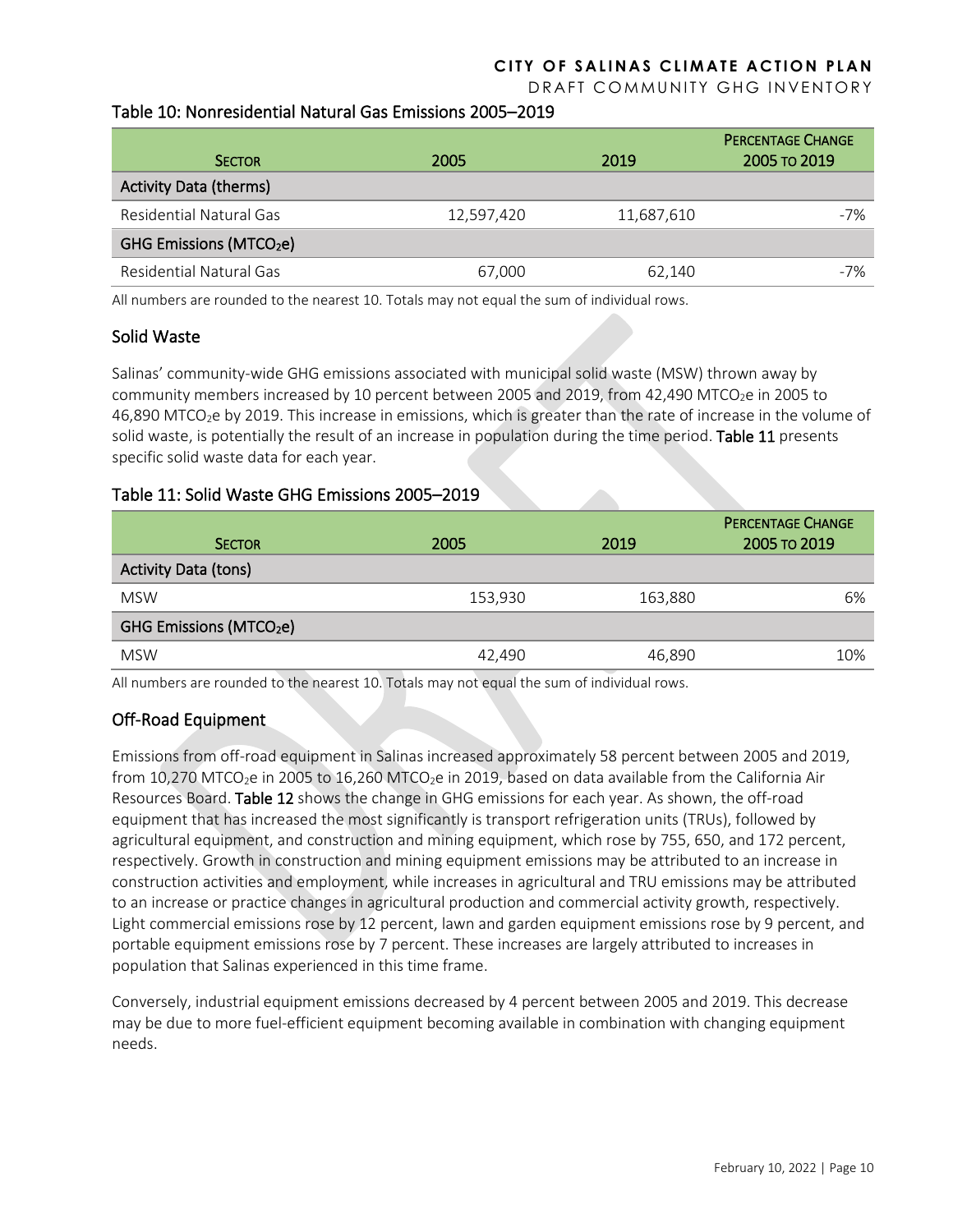### Table 10: Nonresidential Natural Gas Emissions 2005–2019

| SECTOR | 2005 | 2019 | PERCENTAGE CHANGE 2005 TO 2019 |
|---|---|---|---|
| **Activity Data (therms)** | | | |
| Residential Natural Gas | 12,597,420 | 11,687,610 | -7% |
| **GHG Emissions ($MTCO_2e$)** | | | |
| Residential Natural Gas | 67,000 | 62,140 | -7% |

All numbers are rounded to the nearest 10. Totals may not equal the sum of individual rows.

## Solid Waste

Salinas' community-wide GHG emissions associated with municipal solid waste (MSW) thrown away by community members increased by 10 percent between 2005 and 2019, from 42,490 $MTCO_2e$ in 2005 to 46,890 $MTCO_2e$ by 2019. This increase in emissions, which is greater than the rate of increase in the volume of solid waste, is potentially the result of an increase in population during the time period. **Table 11** presents specific solid waste data for each year.

### Table 11: Solid Waste GHG Emissions 2005–2019

| SECTOR | 2005 | 2019 | PERCENTAGE CHANGE 2005 TO 2019 |
|---|---|---|---|
| **Activity Data (tons)** | | | |
| MSW | 153,930 | 163,880 | 6% |
| **GHG Emissions ($MTCO_2e$)** | | | |
| MSW | 42,490 | 46,890 | 10% |

All numbers are rounded to the nearest 10. Totals may not equal the sum of individual rows.

## Off-Road Equipment

Emissions from off-road equipment in Salinas increased approximately 58 percent between 2005 and 2019, from 10,270 $MTCO_2e$ in 2005 to 16,260 $MTCO_2e$ in 2019, based on data available from the California Air Resources Board. **Table 12** shows the change in GHG emissions for each year. As shown, the off-road equipment that has increased the most significantly is transport refrigeration units (TRUs), followed by agricultural equipment, and construction and mining equipment, which rose by 755, 650, and 172 percent, respectively. Growth in construction and mining equipment emissions may be attributed to an increase in construction activities and employment, while increases in agricultural and TRU emissions may be attributed to an increase or practice changes in agricultural production and commercial activity growth, respectively. Light commercial emissions rose by 12 percent, lawn and garden equipment emissions rose by 9 percent, and portable equipment emissions rose by 7 percent. These increases are largely attributed to increases in population that Salinas experienced in this time frame.

Conversely, industrial equipment emissions decreased by 4 percent between 2005 and 2019. This decrease may be due to more fuel-efficient equipment becoming available in combination with changing equipment needs.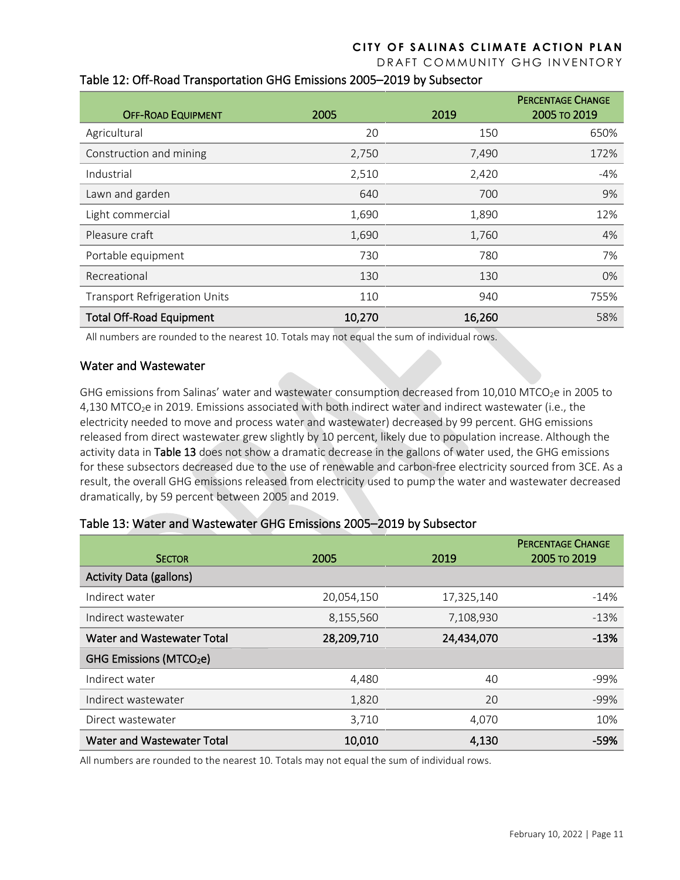### Table 12: Off-Road Transportation GHG Emissions 2005–2019 by Subsector

| Off-Road Equipment | 2005 | 2019 | Percentage Change 2005 to 2019 |
|---|---|---|---|
| Agricultural | 20 | 150 | 650% |
| Construction and mining | 2,750 | 7,490 | 172% |
| Industrial | 2,510 | 2,420 | -4% |
| Lawn and garden | 640 | 700 | 9% |
| Light commercial | 1,690 | 1,890 | 12% |
| Pleasure craft | 1,690 | 1,760 | 4% |
| Portable equipment | 730 | 780 | 7% |
| Recreational | 130 | 130 | 0% |
| Transport Refrigeration Units | 110 | 940 | 755% |
| **Total Off-Road Equipment** | **10,270** | **16,260** | 58% |

All numbers are rounded to the nearest 10. Totals may not equal the sum of individual rows.

## Water and Wastewater

GHG emissions from Salinas' water and wastewater consumption decreased from 10,010 $MTCO_2e$ in 2005 to 4,130 $MTCO_2e$ in 2019. Emissions associated with both indirect water and indirect wastewater (i.e., the electricity needed to move and process water and wastewater) decreased by 99 percent. GHG emissions released from direct wastewater grew slightly by 10 percent, likely due to population increase. Although the activity data in **Table 13** does not show a dramatic decrease in the gallons of water used, the GHG emissions for these subsectors decreased due to the use of renewable and carbon-free electricity sourced from 3CE. As a result, the overall GHG emissions released from electricity used to pump the water and wastewater decreased dramatically, by 59 percent between 2005 and 2019.

### Table 13: Water and Wastewater GHG Emissions 2005–2019 by Subsector

| Sector | 2005 | 2019 | Percentage Change 2005 to 2019 |
|---|---|---|---|
| **Activity Data (gallons)** | | | |
| Indirect water | 20,054,150 | 17,325,140 | -14% |
| Indirect wastewater | 8,155,560 | 7,108,930 | -13% |
| **Water and Wastewater Total** | **28,209,710** | **24,434,070** | **-13%** |
| **GHG Emissions ($MTCO_2e$)** | | | |
| Indirect water | 4,480 | 40 | -99% |
| Indirect wastewater | 1,820 | 20 | -99% |
| Direct wastewater | 3,710 | 4,070 | 10% |
| **Water and Wastewater Total** | **10,010** | **4,130** | **-59%** |

All numbers are rounded to the nearest 10. Totals may not equal the sum of individual rows.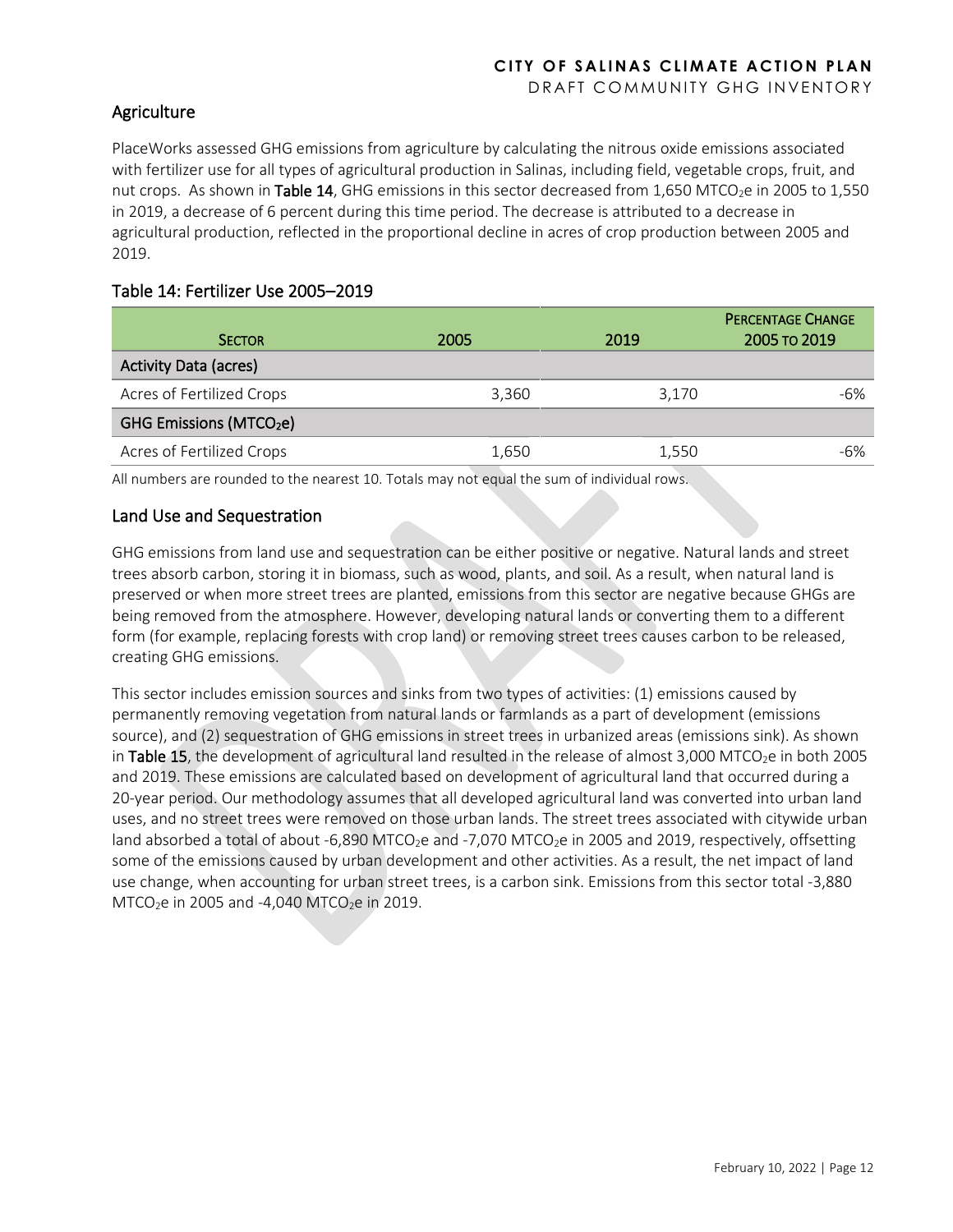## Agriculture

PlaceWorks assessed GHG emissions from agriculture by calculating the nitrous oxide emissions associated with fertilizer use for all types of agricultural production in Salinas, including field, vegetable crops, fruit, and nut crops. As shown in **Table 14**, GHG emissions in this sector decreased from 1,650 $MTCO_2e$ in 2005 to 1,550 in 2019, a decrease of 6 percent during this time period. The decrease is attributed to a decrease in agricultural production, reflected in the proportional decline in acres of crop production between 2005 and 2019.

### Table 14: Fertilizer Use 2005–2019

| Sector | 2005 | 2019 | Percentage Change 2005 to 2019 |
|---|---|---|---|
| **Activity Data (acres)** | | | |
| Acres of Fertilized Crops | 3,360 | 3,170 | -6% |
| **GHG Emissions ($MTCO_2e$)** | | | |
| Acres of Fertilized Crops | 1,650 | 1,550 | -6% |

All numbers are rounded to the nearest 10. Totals may not equal the sum of individual rows.

## Land Use and Sequestration

GHG emissions from land use and sequestration can be either positive or negative. Natural lands and street trees absorb carbon, storing it in biomass, such as wood, plants, and soil. As a result, when natural land is preserved or when more street trees are planted, emissions from this sector are negative because GHGs are being removed from the atmosphere. However, developing natural lands or converting them to a different form (for example, replacing forests with crop land) or removing street trees causes carbon to be released, creating GHG emissions.

This sector includes emission sources and sinks from two types of activities: (1) emissions caused by permanently removing vegetation from natural lands or farmlands as a part of development (emissions source), and (2) sequestration of GHG emissions in street trees in urbanized areas (emissions sink). As shown in **Table 15**, the development of agricultural land resulted in the release of almost 3,000 $MTCO_2e$ in both 2005 and 2019. These emissions are calculated based on development of agricultural land that occurred during a 20-year period. Our methodology assumes that all developed agricultural land was converted into urban land uses, and no street trees were removed on those urban lands. The street trees associated with citywide urban land absorbed a total of about -6,890 $MTCO_2e$ and -7,070 $MTCO_2e$ in 2005 and 2019, respectively, offsetting some of the emissions caused by urban development and other activities. As a result, the net impact of land use change, when accounting for urban street trees, is a carbon sink. Emissions from this sector total -3,880 $MTCO_2e$ in 2005 and -4,040 $MTCO_2e$ in 2019.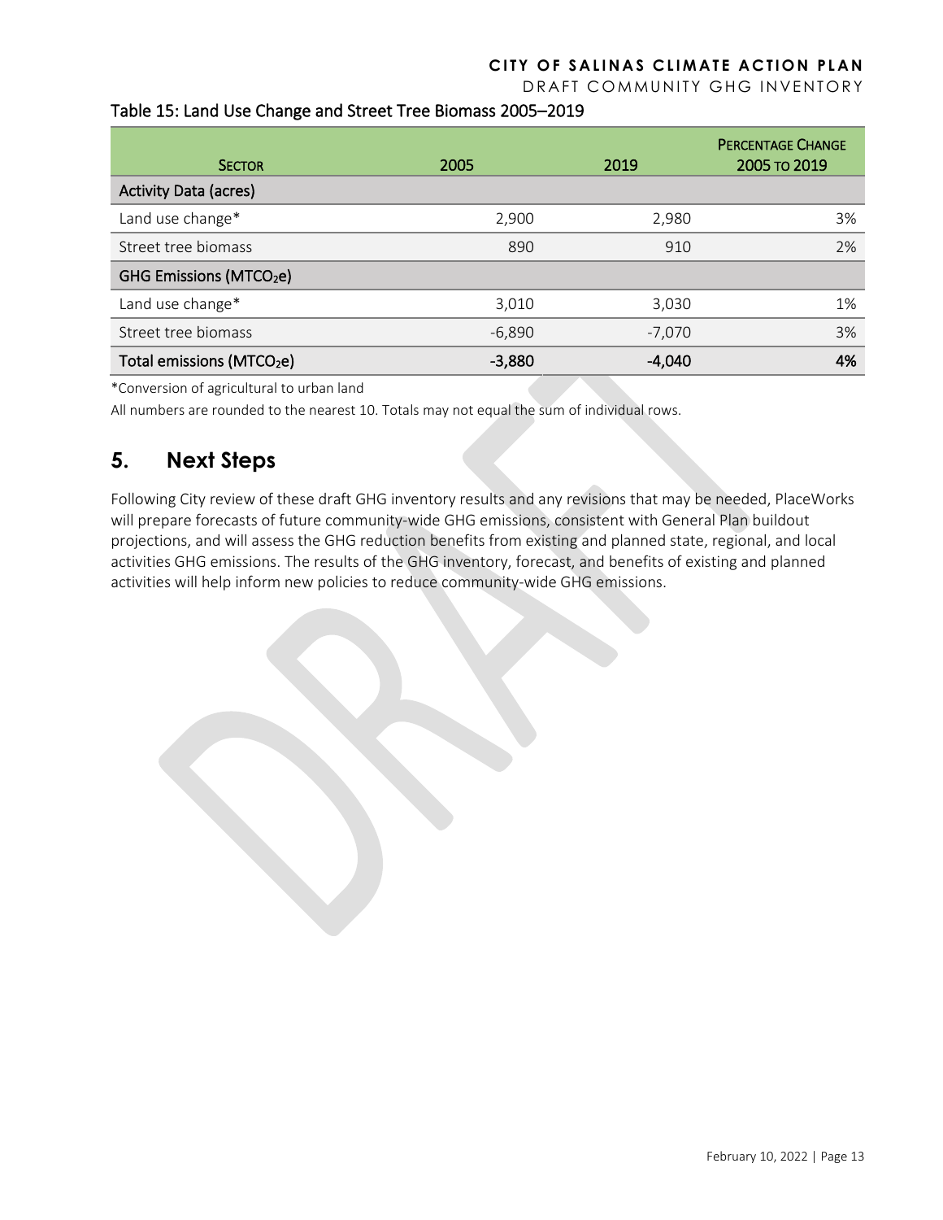Table 15: Land Use Change and Street Tree Biomass 2005–2019

| Sector | 2005 | 2019 | Percentage Change 2005 to 2019 |
|---|---|---|---|
| **Activity Data (acres)** | | | |
| Land use change* | 2,900 | 2,980 | 3% |
| Street tree biomass | 890 | 910 | 2% |
| **GHG Emissions ($MTCO_2e$)** | | | |
| Land use change* | 3,010 | 3,030 | 1% |
| Street tree biomass | -6,890 | -7,070 | 3% |
| **Total emissions ($MTCO_2e$)** | **-3,880** | **-4,040** | **4%** |

*Conversion of agricultural to urban land

All numbers are rounded to the nearest 10. Totals may not equal the sum of individual rows.

## 5. Next Steps

Following City review of these draft GHG inventory results and any revisions that may be needed, PlaceWorks will prepare forecasts of future community-wide GHG emissions, consistent with General Plan buildout projections, and will assess the GHG reduction benefits from existing and planned state, regional, and local activities GHG emissions. The results of the GHG inventory, forecast, and benefits of existing and planned activities will help inform new policies to reduce community-wide GHG emissions.